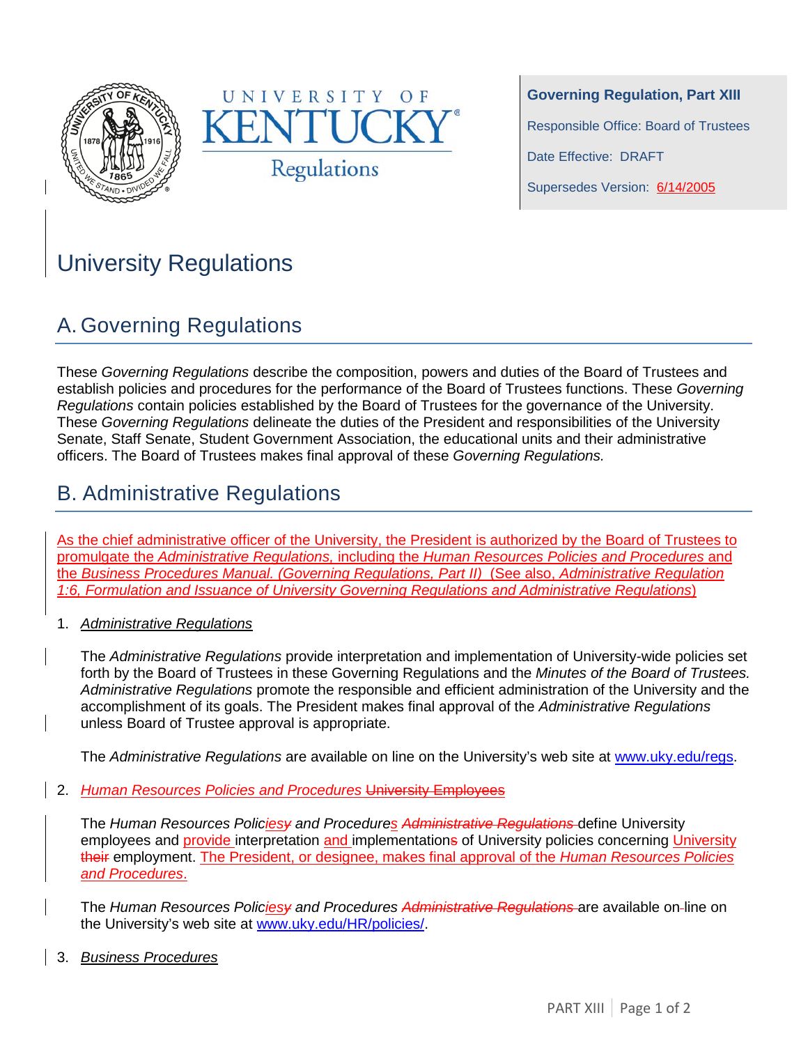UNIVERSITY OF KENTUCKY

Regulations

**Governing Regulation, Part XIII**

Responsible Office: Board of Trustees

Date Effective: DRAFT

Supersedes Version: 6/14/2005

# University Regulations

## A. Governing Regulations

These *Governing Regulations* describe the composition, powers and duties of the Board of Trustees and establish policies and procedures for the performance of the Board of Trustees functions. These *Governing Regulations* contain policies established by the Board of Trustees for the governance of the University. These *Governing Regulations* delineate the duties of the President and responsibilities of the University Senate, Staff Senate, Student Government Association, the educational units and their administrative officers. The Board of Trustees makes final approval of these *Governing Regulations.*

## B. Administrative Regulations

As the chief administrative officer of the University, the President is authorized by the Board of Trustees to promulgate the *Administrative Regulations,* including the *Human Resources Policies and Procedures* and the *Business Procedures Manual. (Governing Regulations, Part II)* (See also, *Administrative Regulation 1:6, Formulation and Issuance of University Governing Regulations and Administrative Regulations*)

1. *Administrative Regulations*

   The *Administrative Regulations* provide interpretation and implementation of University-wide policies set forth by the Board of Trustees in these Governing Regulations and the *Minutes of the Board of Trustees. Administrative Regulations* promote the responsible and efficient administration of the University and the accomplishment of its goals. The President makes final approval of the *Administrative Regulations* unless Board of Trustee approval is appropriate.

   The *Administrative Regulations* are available on line on the University's web site at www.uky.edu/regs.

2. *Human Resources Policies and Procedures* ~~University Employees~~

   The *Human Resources Policiesy and Procedures* ~~*Administrative Regulations*~~ define University employees and provide interpretation and implementations of University policies concerning University ~~their~~ employment. The President, or designee, makes final approval of the *Human Resources Policies and Procedures*.

   The *Human Resources Policiesy and Procedures* ~~*Administrative Regulations*~~ are available on-line on the University's web site at www.uky.edu/HR/policies/.

3. *Business Procedures*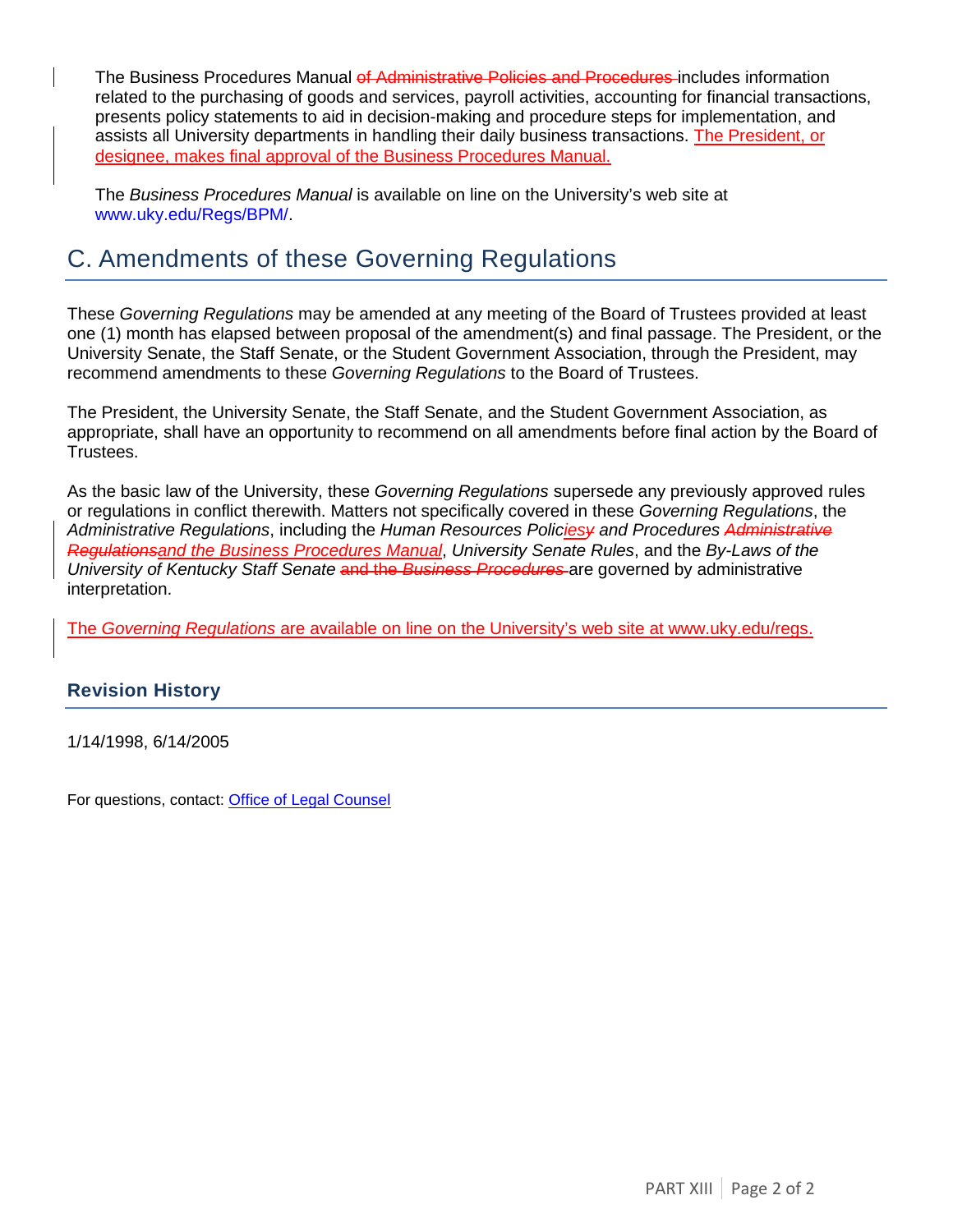The Business Procedures Manual ~~of Administrative Policies and Procedures~~ includes information related to the purchasing of goods and services, payroll activities, accounting for financial transactions, presents policy statements to aid in decision-making and procedure steps for implementation, and assists all University departments in handling their daily business transactions. The President, or designee, makes final approval of the Business Procedures Manual.

The *Business Procedures Manual* is available on line on the University's web site at www.uky.edu/Regs/BPM/.

## C. Amendments of these Governing Regulations

These *Governing Regulations* may be amended at any meeting of the Board of Trustees provided at least one (1) month has elapsed between proposal of the amendment(s) and final passage. The President, or the University Senate, the Staff Senate, or the Student Government Association, through the President, may recommend amendments to these *Governing Regulations* to the Board of Trustees.

The President, the University Senate, the Staff Senate, and the Student Government Association, as appropriate, shall have an opportunity to recommend on all amendments before final action by the Board of Trustees.

As the basic law of the University, these *Governing Regulations* supersede any previously approved rules or regulations in conflict therewith. Matters not specifically covered in these *Governing Regulations*, the *Administrative Regulations*, including the *Human Resources Policiesy and Procedures ~~Administrative Regulations~~and the Business Procedures Manual*, *University Senate Rules*, and the *By-Laws of the University of Kentucky Staff Senate* ~~and the *Business Procedures*~~ are governed by administrative interpretation.

The *Governing Regulations* are available on line on the University's web site at www.uky.edu/regs.

### Revision History

1/14/1998, 6/14/2005

For questions, contact: Office of Legal Counsel